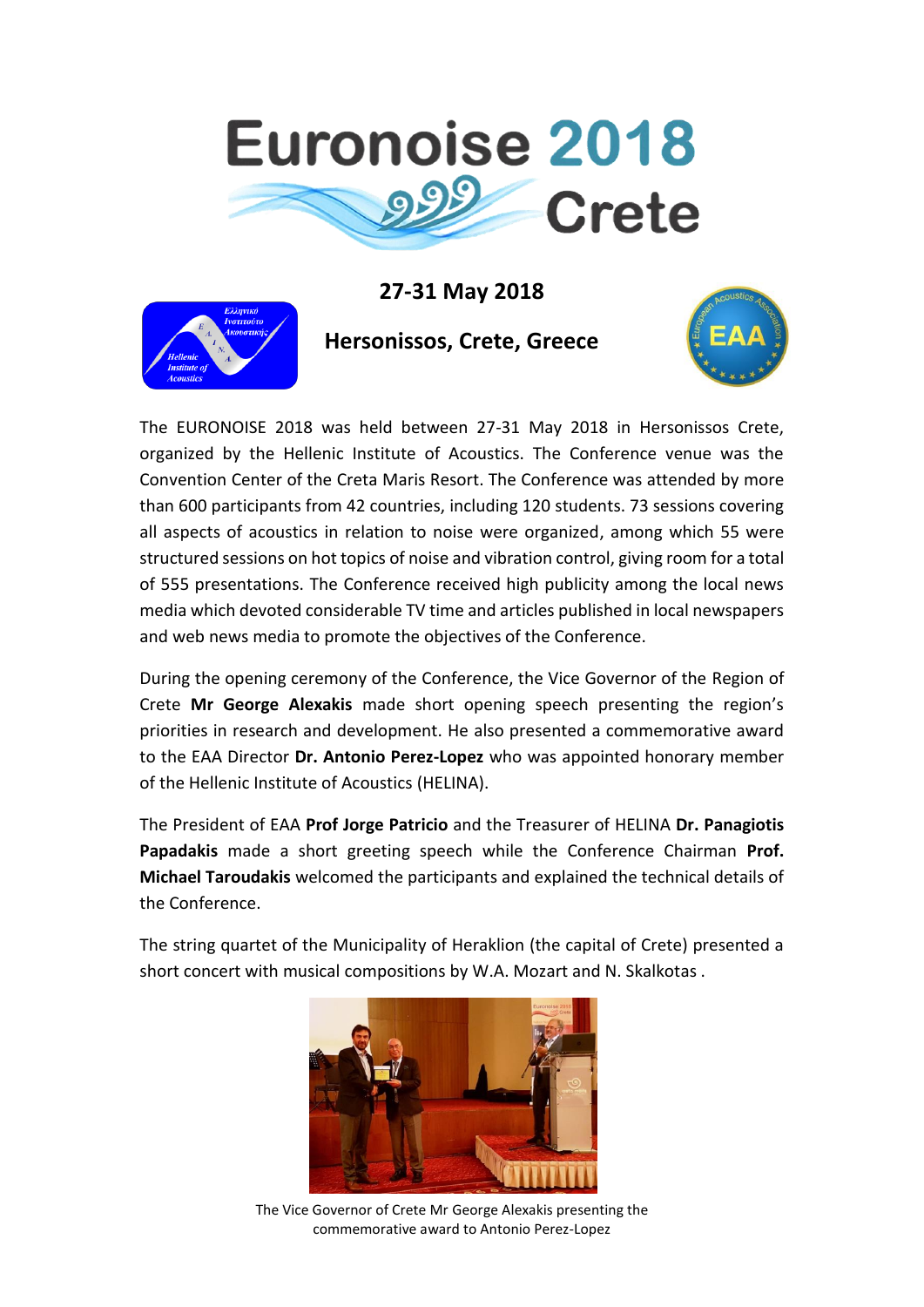# Euronoise 2018 Crete

**27-31 May 2018**

**Hersonissos, Crete, Greece**

The EURONOISE 2018 was held between 27-31 May 2018 in Hersonissos Crete, organized by the Hellenic Institute of Acoustics. The Conference venue was the Convention Center of the Creta Maris Resort. The Conference was attended by more than 600 participants from 42 countries, including 120 students. 73 sessions covering all aspects of acoustics in relation to noise were organized, among which 55 were structured sessions on hot topics of noise and vibration control, giving room for a total of 555 presentations. The Conference received high publicity among the local news media which devoted considerable TV time and articles published in local newspapers and web news media to promote the objectives of the Conference.

During the opening ceremony of the Conference, the Vice Governor of the Region of Crete **Mr George Alexakis** made short opening speech presenting the region's priorities in research and development. He also presented a commemorative award to the EAA Director **Dr. Antonio Perez-Lopez** who was appointed honorary member of the Hellenic Institute of Acoustics (HELINA).

The President of EAA **Prof Jorge Patricio** and the Treasurer of HELINA **Dr. Panagiotis Papadakis** made a short greeting speech while the Conference Chairman **Prof. Michael Taroudakis** welcomed the participants and explained the technical details of the Conference.

The string quartet of the Municipality of Heraklion (the capital of Crete) presented a short concert with musical compositions by W.A. Mozart and N. Skalkotas .

The Vice Governor of Crete Mr George Alexakis presenting the commemorative award to Antonio Perez-Lopez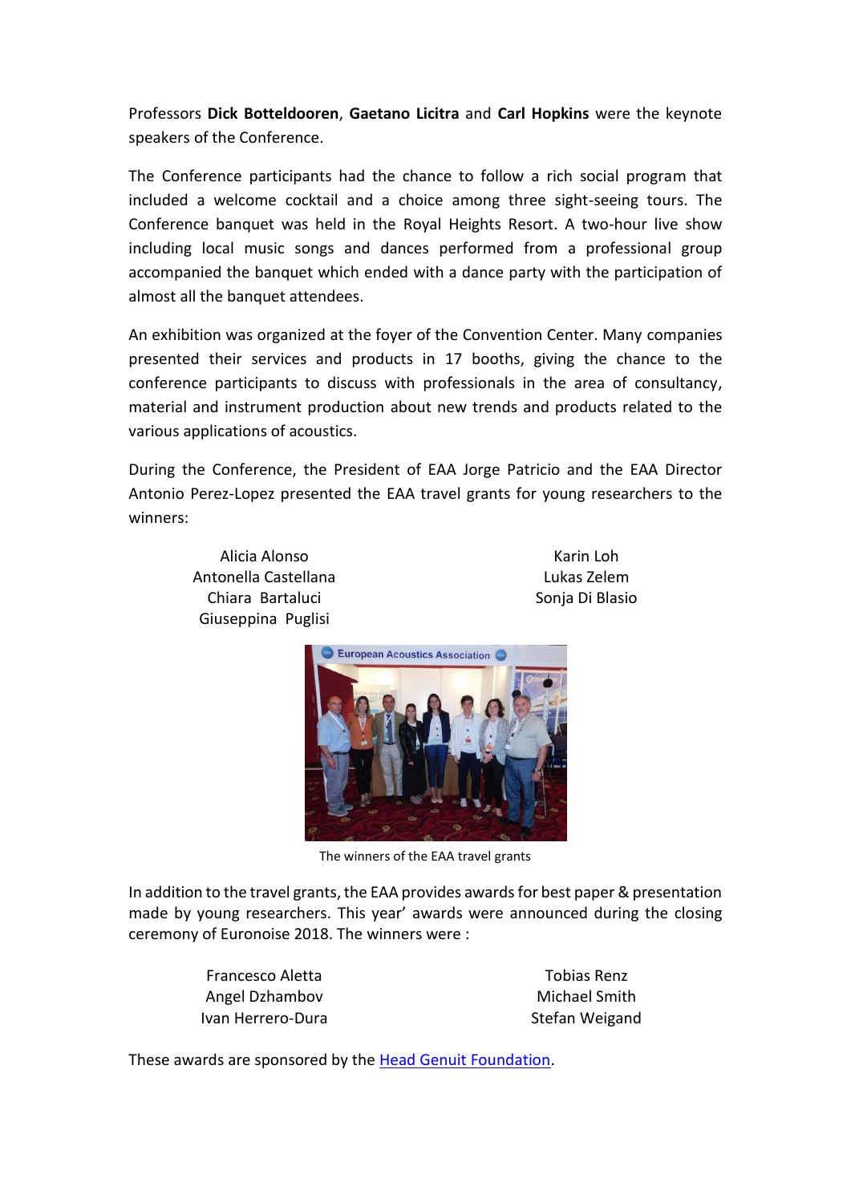Professors **Dick Botteldooren**, **Gaetano Licitra** and **Carl Hopkins** were the keynote speakers of the Conference.

The Conference participants had the chance to follow a rich social program that included a welcome cocktail and a choice among three sight-seeing tours. The Conference banquet was held in the Royal Heights Resort. A two-hour live show including local music songs and dances performed from a professional group accompanied the banquet which ended with a dance party with the participation of almost all the banquet attendees.

An exhibition was organized at the foyer of the Convention Center. Many companies presented their services and products in 17 booths, giving the chance to the conference participants to discuss with professionals in the area of consultancy, material and instrument production about new trends and products related to the various applications of acoustics.

During the Conference, the President of EAA Jorge Patricio and the EAA Director Antonio Perez-Lopez presented the EAA travel grants for young researchers to the winners:

Alicia Alonso
Antonella Castellana
Chiara Bartaluci
Giuseppina Puglisi
Karin Loh
Lukas Zelem
Sonja Di Blasio

The winners of the EAA travel grants

In addition to the travel grants, the EAA provides awards for best paper & presentation made by young researchers. This year' awards were announced during the closing ceremony of Euronoise 2018. The winners were :

Francesco Aletta
Angel Dzhambov
Ivan Herrero-Dura
Tobias Renz
Michael Smith
Stefan Weigand

These awards are sponsored by the Head Genuit Foundation.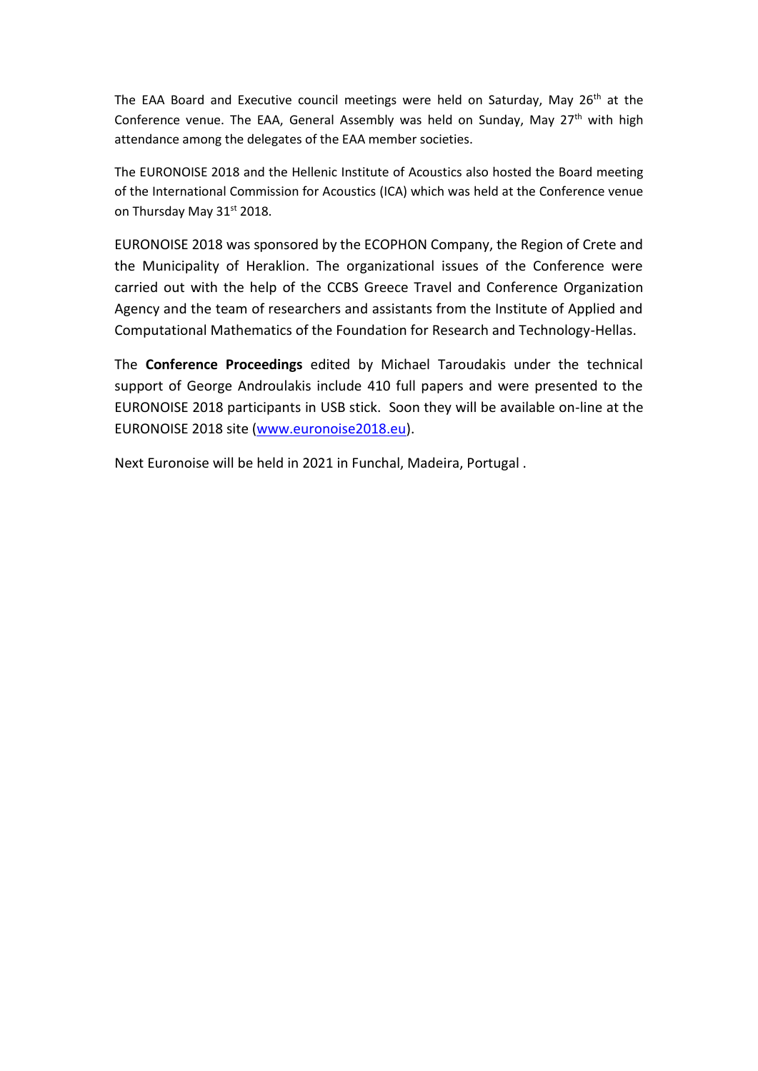The EAA Board and Executive council meetings were held on Saturday, May 26$^{th}$ at the Conference venue. The EAA, General Assembly was held on Sunday, May 27$^{th}$ with high attendance among the delegates of the EAA member societies.

The EURONOISE 2018 and the Hellenic Institute of Acoustics also hosted the Board meeting of the International Commission for Acoustics (ICA) which was held at the Conference venue on Thursday May 31$^{st}$ 2018.

EURONOISE 2018 was sponsored by the ECOPHON Company, the Region of Crete and the Municipality of Heraklion. The organizational issues of the Conference were carried out with the help of the CCBS Greece Travel and Conference Organization Agency and the team of researchers and assistants from the Institute of Applied and Computational Mathematics of the Foundation for Research and Technology-Hellas.

The **Conference Proceedings** edited by Michael Taroudakis under the technical support of George Androulakis include 410 full papers and were presented to the EURONOISE 2018 participants in USB stick. Soon they will be available on-line at the EURONOISE 2018 site ([www.euronoise2018.eu](www.euronoise2018.eu)).

Next Euronoise will be held in 2021 in Funchal, Madeira, Portugal .